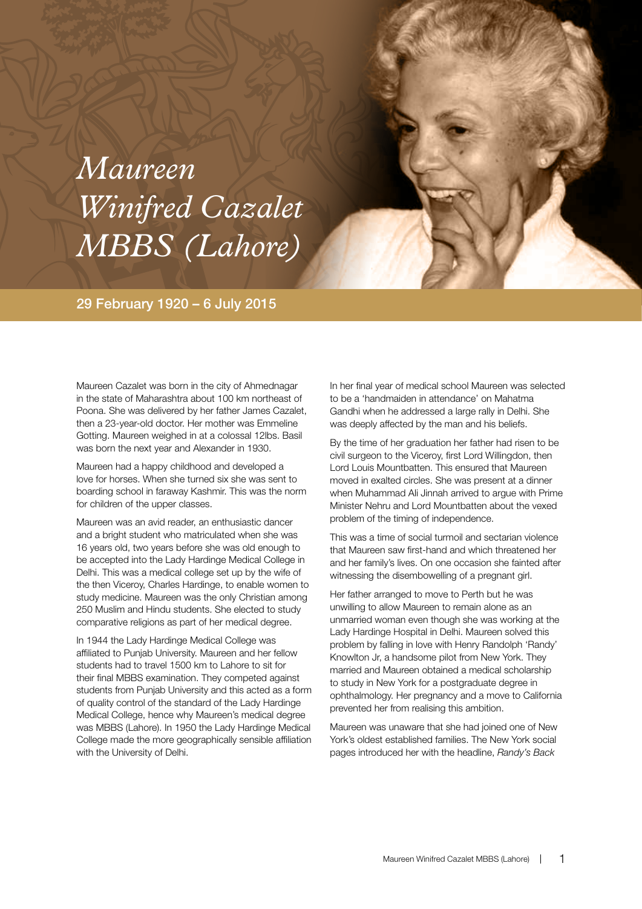# *Maureen Winifred Cazalet MBBS (Lahore)*

## 29 February 1920 – 6 July 2015

Maureen Cazalet was born in the city of Ahmednagar in the state of Maharashtra about 100 km northeast of Poona. She was delivered by her father James Cazalet, then a 23-year-old doctor. Her mother was Emmeline Gotting. Maureen weighed in at a colossal 12lbs. Basil was born the next year and Alexander in 1930.

Maureen had a happy childhood and developed a love for horses. When she turned six she was sent to boarding school in faraway Kashmir. This was the norm for children of the upper classes.

Maureen was an avid reader, an enthusiastic dancer and a bright student who matriculated when she was 16 years old, two years before she was old enough to be accepted into the Lady Hardinge Medical College in Delhi. This was a medical college set up by the wife of the then Viceroy, Charles Hardinge, to enable women to study medicine. Maureen was the only Christian among 250 Muslim and Hindu students. She elected to study comparative religions as part of her medical degree.

In 1944 the Lady Hardinge Medical College was affiliated to Punjab University. Maureen and her fellow students had to travel 1500 km to Lahore to sit for their final MBBS examination. They competed against students from Punjab University and this acted as a form of quality control of the standard of the Lady Hardinge Medical College, hence why Maureen's medical degree was MBBS (Lahore). In 1950 the Lady Hardinge Medical College made the more geographically sensible affiliation with the University of Delhi.

In her final year of medical school Maureen was selected to be a 'handmaiden in attendance' on Mahatma Gandhi when he addressed a large rally in Delhi. She was deeply affected by the man and his beliefs.

By the time of her graduation her father had risen to be civil surgeon to the Viceroy, first Lord Willingdon, then Lord Louis Mountbatten. This ensured that Maureen moved in exalted circles. She was present at a dinner when Muhammad Ali Jinnah arrived to argue with Prime Minister Nehru and Lord Mountbatten about the vexed problem of the timing of independence.

This was a time of social turmoil and sectarian violence that Maureen saw first-hand and which threatened her and her family's lives. On one occasion she fainted after witnessing the disembowelling of a pregnant girl.

Her father arranged to move to Perth but he was unwilling to allow Maureen to remain alone as an unmarried woman even though she was working at the Lady Hardinge Hospital in Delhi. Maureen solved this problem by falling in love with Henry Randolph 'Randy' Knowlton Jr, a handsome pilot from New York. They married and Maureen obtained a medical scholarship to study in New York for a postgraduate degree in ophthalmology. Her pregnancy and a move to California prevented her from realising this ambition.

Maureen was unaware that she had joined one of New York's oldest established families. The New York social pages introduced her with the headline, *Randy's Back*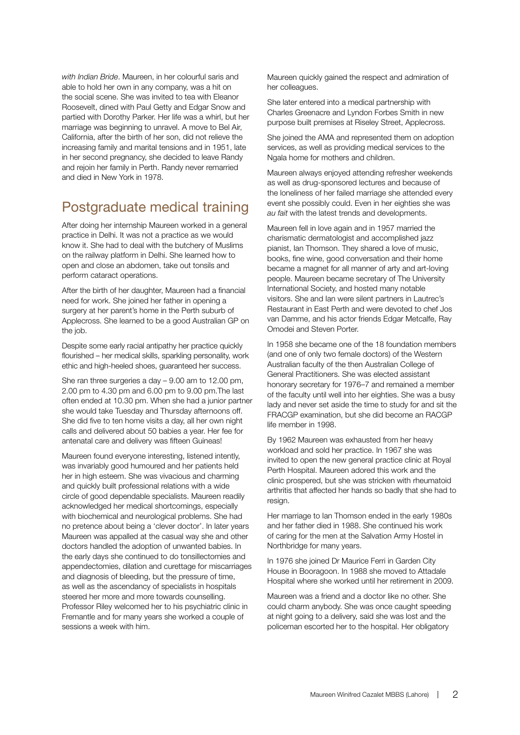*with Indian Bride*. Maureen, in her colourful saris and able to hold her own in any company, was a hit on the social scene. She was invited to tea with Eleanor Roosevelt, dined with Paul Getty and Edgar Snow and partied with Dorothy Parker. Her life was a whirl, but her marriage was beginning to unravel. A move to Bel Air, California, after the birth of her son, did not relieve the increasing family and marital tensions and in 1951, late in her second pregnancy, she decided to leave Randy and rejoin her family in Perth. Randy never remarried and died in New York in 1978.

## Postgraduate medical training

After doing her internship Maureen worked in a general practice in Delhi. It was not a practice as we would know it. She had to deal with the butchery of Muslims on the railway platform in Delhi. She learned how to open and close an abdomen, take out tonsils and perform cataract operations.

After the birth of her daughter, Maureen had a financial need for work. She joined her father in opening a surgery at her parent's home in the Perth suburb of Applecross. She learned to be a good Australian GP on the job.

Despite some early racial antipathy her practice quickly flourished – her medical skills, sparkling personality, work ethic and high-heeled shoes, guaranteed her success.

She ran three surgeries a day – 9.00 am to 12.00 pm, 2.00 pm to 4.30 pm and 6.00 pm to 9.00 pm.The last often ended at 10.30 pm. When she had a junior partner she would take Tuesday and Thursday afternoons off. She did five to ten home visits a day, all her own night calls and delivered about 50 babies a year. Her fee for antenatal care and delivery was fifteen Guineas!

Maureen found everyone interesting, listened intently, was invariably good humoured and her patients held her in high esteem. She was vivacious and charming and quickly built professional relations with a wide circle of good dependable specialists. Maureen readily acknowledged her medical shortcomings, especially with biochemical and neurological problems. She had no pretence about being a 'clever doctor'. In later years Maureen was appalled at the casual way she and other doctors handled the adoption of unwanted babies. In the early days she continued to do tonsillectomies and appendectomies, dilation and curettage for miscarriages and diagnosis of bleeding, but the pressure of time, as well as the ascendancy of specialists in hospitals steered her more and more towards counselling. Professor Riley welcomed her to his psychiatric clinic in Fremantle and for many years she worked a couple of sessions a week with him.

Maureen quickly gained the respect and admiration of her colleagues.

She later entered into a medical partnership with Charles Greenacre and Lyndon Forbes Smith in new purpose built premises at Riseley Street, Applecross.

She joined the AMA and represented them on adoption services, as well as providing medical services to the Ngala home for mothers and children.

Maureen always enjoyed attending refresher weekends as well as drug-sponsored lectures and because of the loneliness of her failed marriage she attended every event she possibly could. Even in her eighties she was *au fait* with the latest trends and developments.

Maureen fell in love again and in 1957 married the charismatic dermatologist and accomplished jazz pianist, Ian Thomson. They shared a love of music, books, fine wine, good conversation and their home became a magnet for all manner of arty and art-loving people. Maureen became secretary of The University International Society, and hosted many notable visitors. She and Ian were silent partners in Lautrec's Restaurant in East Perth and were devoted to chef Jos van Damme, and his actor friends Edgar Metcalfe, Ray Omodei and Steven Porter.

In 1958 she became one of the 18 foundation members (and one of only two female doctors) of the Western Australian faculty of the then Australian College of General Practitioners. She was elected assistant honorary secretary for 1976–7 and remained a member of the faculty until well into her eighties. She was a busy lady and never set aside the time to study for and sit the FRACGP examination, but she did become an RACGP life member in 1998.

By 1962 Maureen was exhausted from her heavy workload and sold her practice. In 1967 she was invited to open the new general practice clinic at Royal Perth Hospital. Maureen adored this work and the clinic prospered, but she was stricken with rheumatoid arthritis that affected her hands so badly that she had to resign.

Her marriage to Ian Thomson ended in the early 1980s and her father died in 1988. She continued his work of caring for the men at the Salvation Army Hostel in Northbridge for many years.

In 1976 she joined Dr Maurice Ferri in Garden City House in Booragoon. In 1988 she moved to Attadale Hospital where she worked until her retirement in 2009.

Maureen was a friend and a doctor like no other. She could charm anybody. She was once caught speeding at night going to a delivery, said she was lost and the policeman escorted her to the hospital. Her obligatory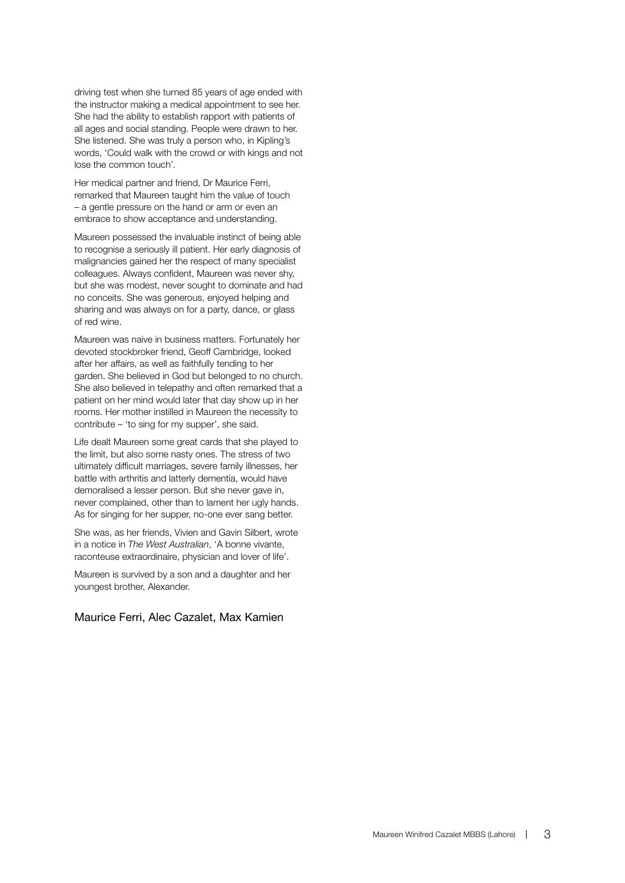driving test when she turned 85 years of age ended with the instructor making a medical appointment to see her. She had the ability to establish rapport with patients of all ages and social standing. People were drawn to her. She listened. She was truly a person who, in Kipling's words, 'Could walk with the crowd or with kings and not lose the common touch'.

Her medical partner and friend, Dr Maurice Ferri, remarked that Maureen taught him the value of touch – a gentle pressure on the hand or arm or even an embrace to show acceptance and understanding.

Maureen possessed the invaluable instinct of being able to recognise a seriously ill patient. Her early diagnosis of malignancies gained her the respect of many specialist colleagues. Always confident, Maureen was never shy, but she was modest, never sought to dominate and had no conceits. She was generous, enjoyed helping and sharing and was always on for a party, dance, or glass of red wine.

Maureen was naive in business matters. Fortunately her devoted stockbroker friend, Geoff Cambridge, looked after her affairs, as well as faithfully tending to her garden. She believed in God but belonged to no church. She also believed in telepathy and often remarked that a patient on her mind would later that day show up in her rooms. Her mother instilled in Maureen the necessity to contribute – 'to sing for my supper', she said.

Life dealt Maureen some great cards that she played to the limit, but also some nasty ones. The stress of two ultimately difficult marriages, severe family illnesses, her battle with arthritis and latterly dementia, would have demoralised a lesser person. But she never gave in, never complained, other than to lament her ugly hands. As for singing for her supper, no-one ever sang better.

She was, as her friends, Vivien and Gavin Silbert, wrote in a notice in *The West Australian*, 'A bonne vivante, raconteuse extraordinaire, physician and lover of life'.

Maureen is survived by a son and a daughter and her youngest brother, Alexander.

Maurice Ferri, Alec Cazalet, Max Kamien